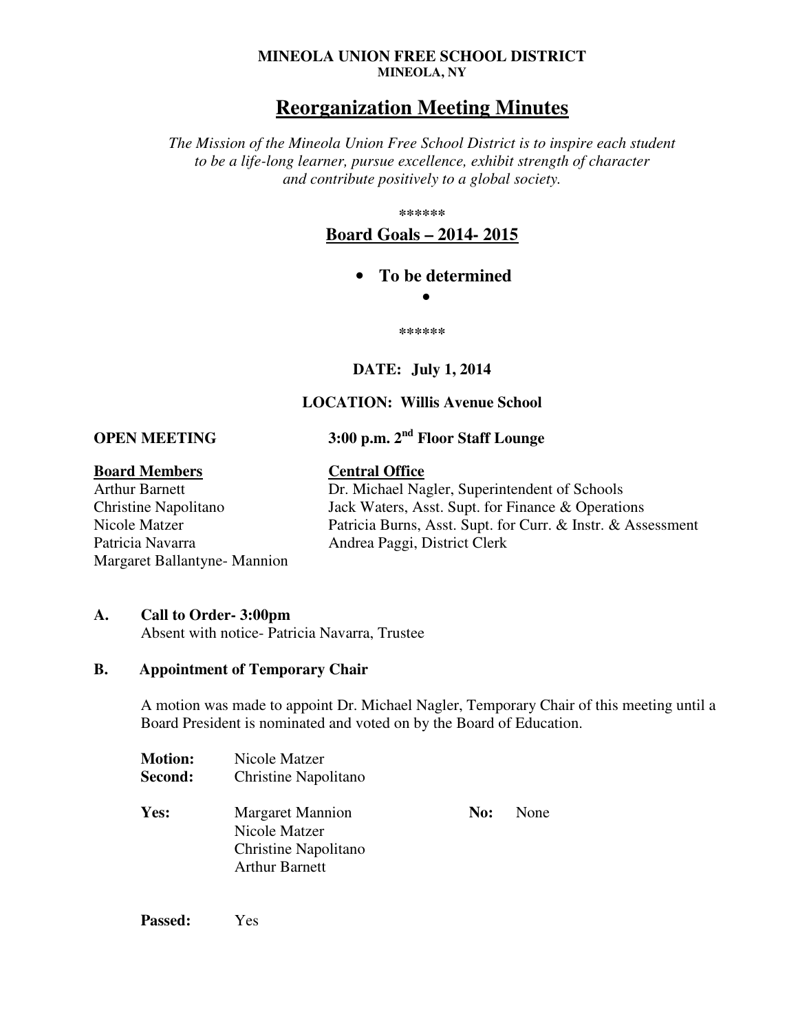**MINEOLA UNION FREE SCHOOL DISTRICT**
**MINEOLA, NY**

# Reorganization Meeting Minutes

*The Mission of the Mineola Union Free School District is to inspire each student to be a life-long learner, pursue excellence, exhibit strength of character and contribute positively to a global society.*

******

## Board Goals – 2014- 2015

- **To be determined**
- 

******

**DATE: July 1, 2014**

**LOCATION: Willis Avenue School**

**OPEN MEETING** **3:00 p.m. 2nd Floor Staff Lounge**

| **Board Members** | **Central Office** |
|---|---|
| Arthur Barnett | Dr. Michael Nagler, Superintendent of Schools |
| Christine Napolitano | Jack Waters, Asst. Supt. for Finance & Operations |
| Nicole Matzer | Patricia Burns, Asst. Supt. for Curr. & Instr. & Assessment |
| Patricia Navarra | Andrea Paggi, District Clerk |
| Margaret Ballantyne- Mannion | |

**A. Call to Order- 3:00pm**

Absent with notice- Patricia Navarra, Trustee

**B. Appointment of Temporary Chair**

A motion was made to appoint Dr. Michael Nagler, Temporary Chair of this meeting until a Board President is nominated and voted on by the Board of Education.

**Motion:** Nicole Matzer
**Second:** Christine Napolitano

**Yes:** Margaret Mannion, Nicole Matzer, Christine Napolitano, Arthur Barnett
**No:** None

**Passed:** Yes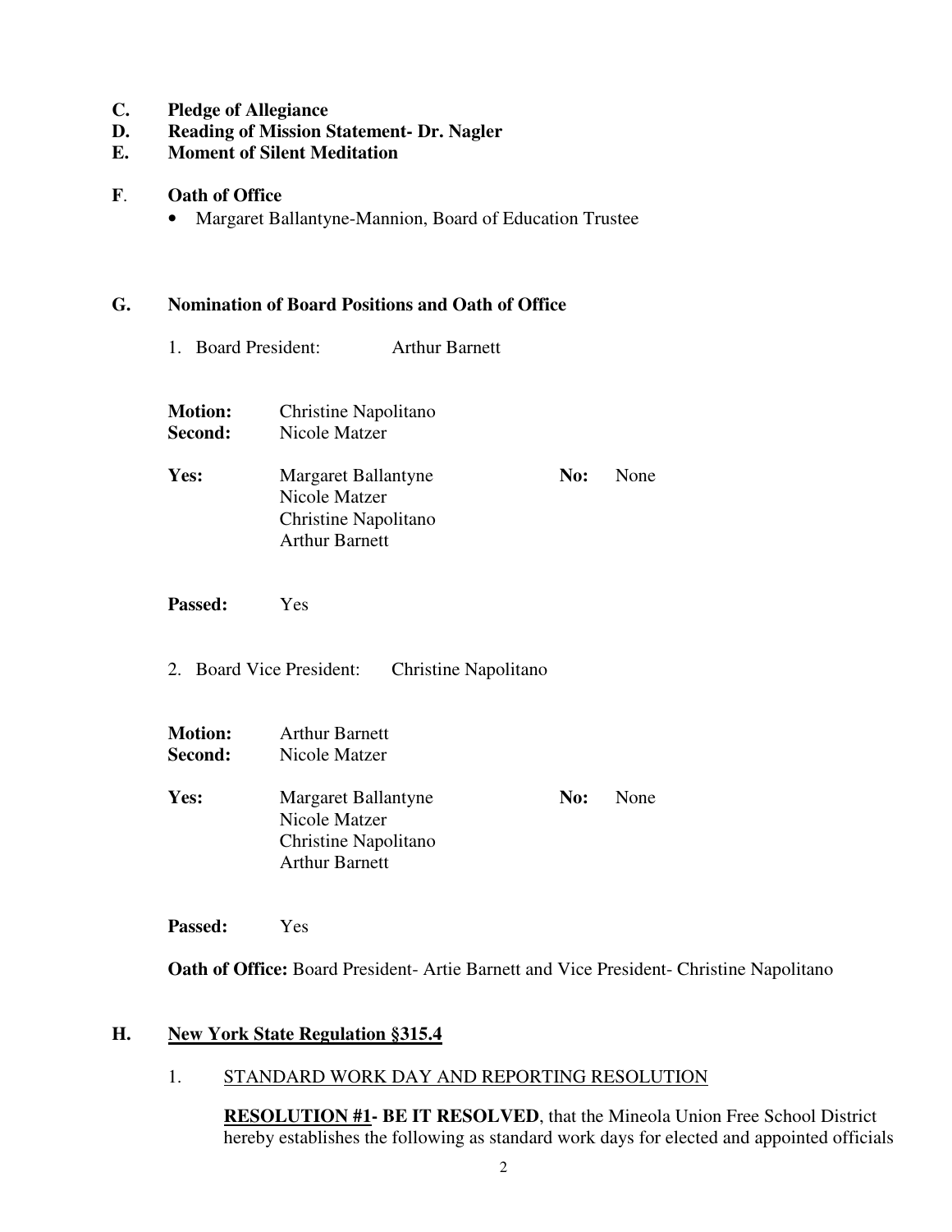**C. Pledge of Allegiance**

**D. Reading of Mission Statement- Dr. Nagler**

**E. Moment of Silent Meditation**

**F. Oath of Office**

- Margaret Ballantyne-Mannion, Board of Education Trustee

**G. Nomination of Board Positions and Oath of Office**

1. Board President: Arthur Barnett

**Motion:** Christine Napolitano
**Second:** Nicole Matzer

**Yes:** Margaret Ballantyne
Nicole Matzer
Christine Napolitano
Arthur Barnett

**No:** None

**Passed:** Yes

2. Board Vice President: Christine Napolitano

**Motion:** Arthur Barnett
**Second:** Nicole Matzer

**Yes:** Margaret Ballantyne
Nicole Matzer
Christine Napolitano
Arthur Barnett

**No:** None

**Passed:** Yes

**Oath of Office:** Board President- Artie Barnett and Vice President- Christine Napolitano

**H. <u>New York State Regulation §315.4</u>**

1. <u>STANDARD WORK DAY AND REPORTING RESOLUTION</u>

**<u>RESOLUTION #1</u>- BE IT RESOLVED**, that the Mineola Union Free School District hereby establishes the following as standard work days for elected and appointed officials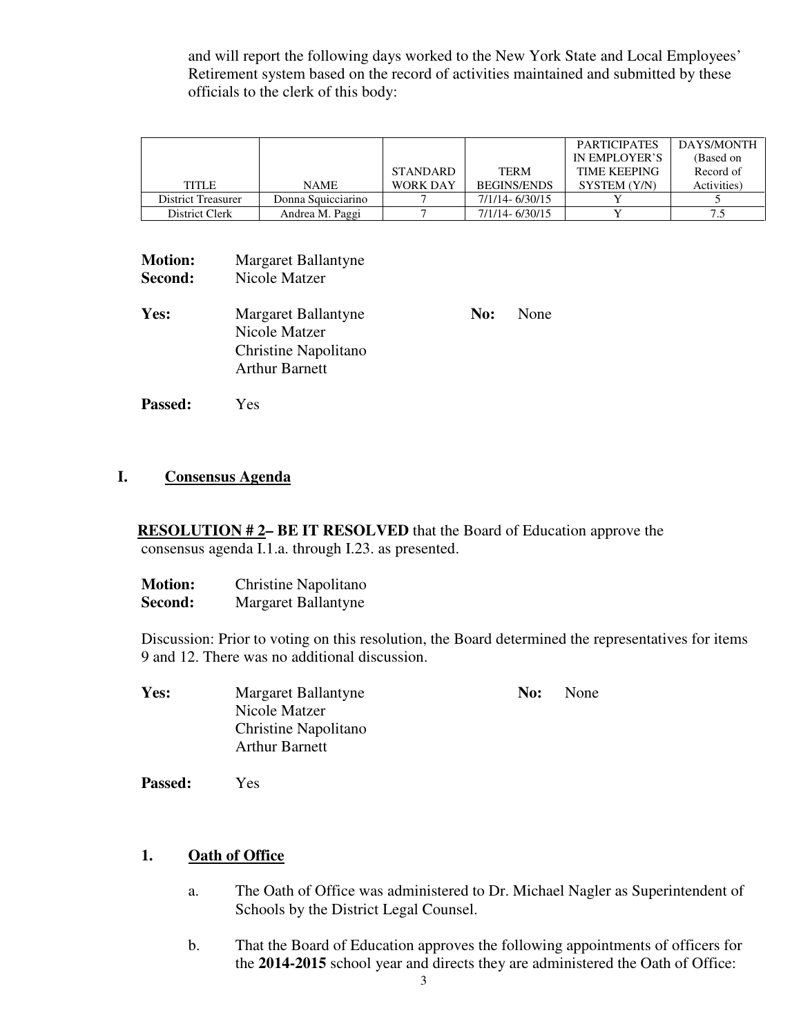and will report the following days worked to the New York State and Local Employees' Retirement system based on the record of activities maintained and submitted by these officials to the clerk of this body:

| TITLE | NAME | STANDARD WORK DAY | TERM BEGINS/ENDS | PARTICIPATES IN EMPLOYER'S TIME KEEPING SYSTEM (Y/N) | DAYS/MONTH (Based on Record of Activities) |
|---|---|---|---|---|---|
| District Treasurer | Donna Squicciarino | 7 | 7/1/14- 6/30/15 | Y | 5 |
| District Clerk | Andrea M. Paggi | 7 | 7/1/14- 6/30/15 | Y | 7.5 |

**Motion:** Margaret Ballantyne
**Second:** Nicole Matzer

**Yes:** Margaret Ballantyne, Nicole Matzer, Christine Napolitano, Arthur Barnett

**No:** None

**Passed:** Yes

## I. Consensus Agenda

**RESOLUTION # 2– BE IT RESOLVED** that the Board of Education approve the consensus agenda I.1.a. through I.23. as presented.

**Motion:** Christine Napolitano
**Second:** Margaret Ballantyne

Discussion: Prior to voting on this resolution, the Board determined the representatives for items 9 and 12. There was no additional discussion.

**Yes:** Margaret Ballantyne, Nicole Matzer, Christine Napolitano, Arthur Barnett

**No:** None

**Passed:** Yes

### 1. Oath of Office

a. The Oath of Office was administered to Dr. Michael Nagler as Superintendent of Schools by the District Legal Counsel.

b. That the Board of Education approves the following appointments of officers for the **2014-2015** school year and directs they are administered the Oath of Office: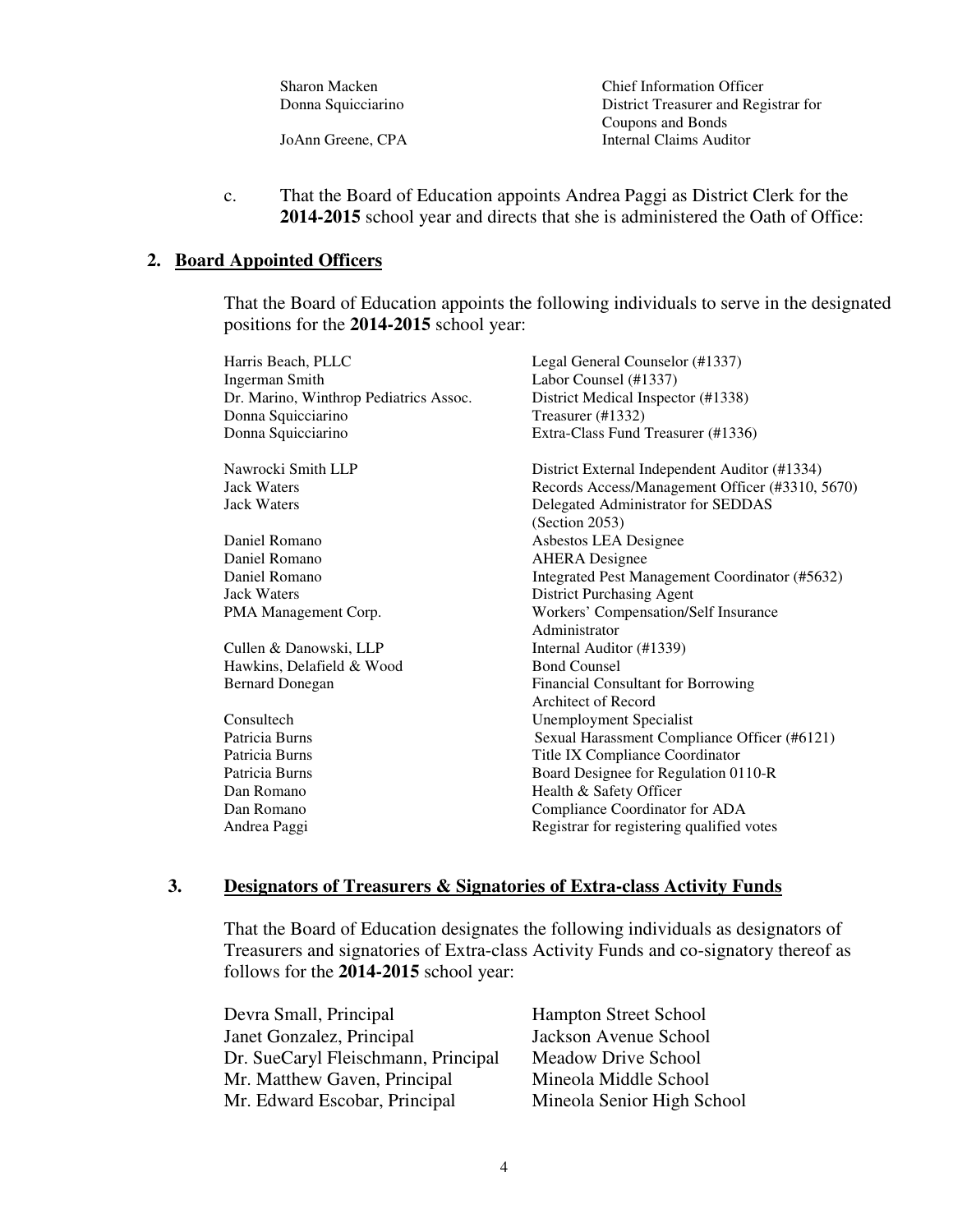| | |
|---|---|
| Sharon Macken | Chief Information Officer |
| Donna Squicciarino | District Treasurer and Registrar for Coupons and Bonds |
| JoAnn Greene, CPA | Internal Claims Auditor |

c. That the Board of Education appoints Andrea Paggi as District Clerk for the **2014-2015** school year and directs that she is administered the Oath of Office:

## 2. Board Appointed Officers

That the Board of Education appoints the following individuals to serve in the designated positions for the **2014-2015** school year:

| | |
|---|---|
| Harris Beach, PLLC | Legal General Counselor (#1337) |
| Ingerman Smith | Labor Counsel (#1337) |
| Dr. Marino, Winthrop Pediatrics Assoc. | District Medical Inspector (#1338) |
| Donna Squicciarino | Treasurer (#1332) |
| Donna Squicciarino | Extra-Class Fund Treasurer (#1336) |
| Nawrocki Smith LLP | District External Independent Auditor (#1334) |
| Jack Waters | Records Access/Management Officer (#3310, 5670) |
| Jack Waters | Delegated Administrator for SEDDAS (Section 2053) |
| Daniel Romano | Asbestos LEA Designee |
| Daniel Romano | AHERA Designee |
| Daniel Romano | Integrated Pest Management Coordinator (#5632) |
| Jack Waters | District Purchasing Agent |
| PMA Management Corp. | Workers' Compensation/Self Insurance Administrator |
| Cullen & Danowski, LLP | Internal Auditor (#1339) |
| Hawkins, Delafield & Wood | Bond Counsel |
| Bernard Donegan | Financial Consultant for Borrowing |
| | Architect of Record |
| Consultech | Unemployment Specialist |
| Patricia Burns | Sexual Harassment Compliance Officer (#6121) |
| Patricia Burns | Title IX Compliance Coordinator |
| Patricia Burns | Board Designee for Regulation 0110-R |
| Dan Romano | Health & Safety Officer |
| Dan Romano | Compliance Coordinator for ADA |
| Andrea Paggi | Registrar for registering qualified votes |

## 3. Designators of Treasurers & Signatories of Extra-class Activity Funds

That the Board of Education designates the following individuals as designators of Treasurers and signatories of Extra-class Activity Funds and co-signatory thereof as follows for the **2014-2015** school year:

| | |
|---|---|
| Devra Small, Principal | Hampton Street School |
| Janet Gonzalez, Principal | Jackson Avenue School |
| Dr. SueCaryl Fleischmann, Principal | Meadow Drive School |
| Mr. Matthew Gaven, Principal | Mineola Middle School |
| Mr. Edward Escobar, Principal | Mineola Senior High School |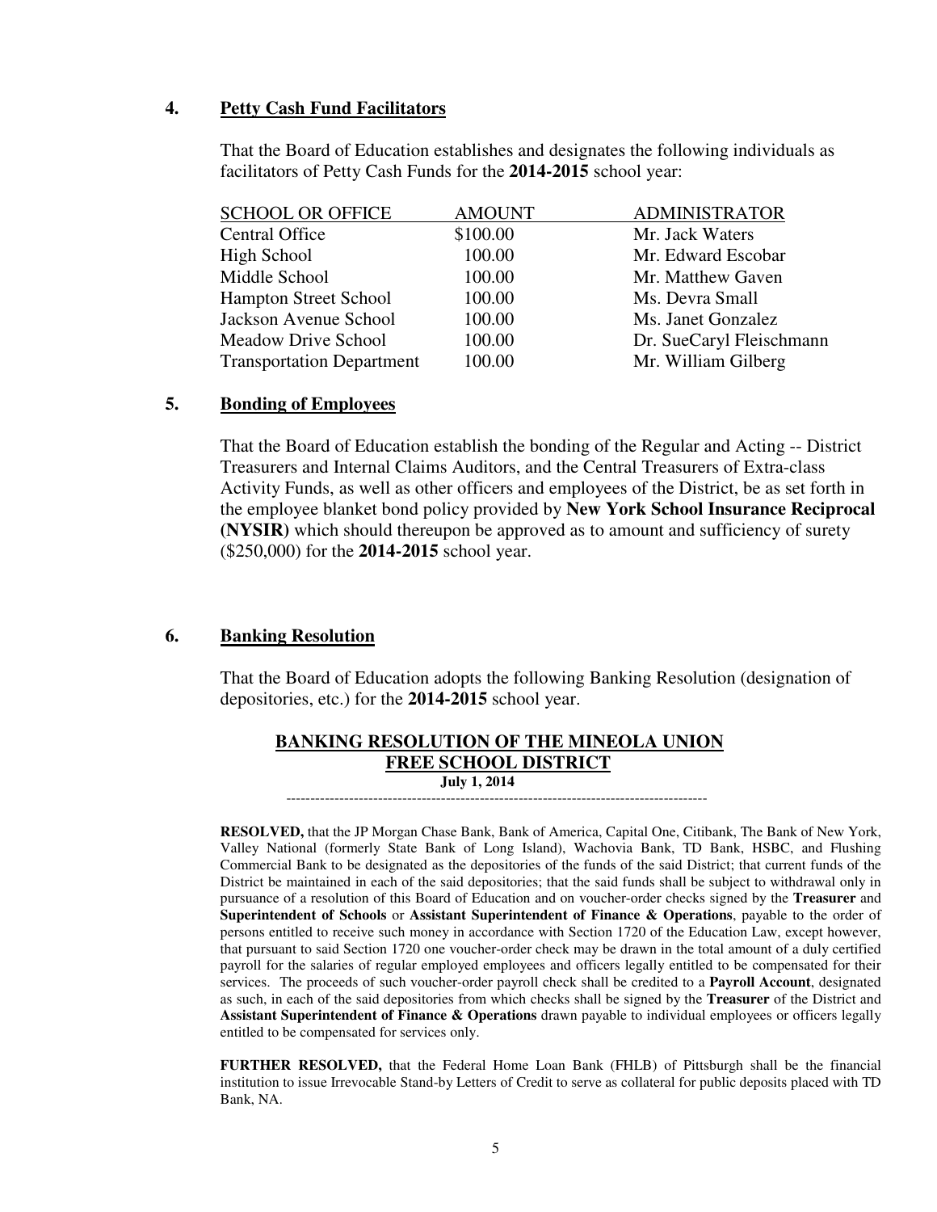## 4. Petty Cash Fund Facilitators

That the Board of Education establishes and designates the following individuals as facilitators of Petty Cash Funds for the **2014-2015** school year:

| SCHOOL OR OFFICE | AMOUNT | ADMINISTRATOR |
|---|---|---|
| Central Office | $100.00 | Mr. Jack Waters |
| High School | 100.00 | Mr. Edward Escobar |
| Middle School | 100.00 | Mr. Matthew Gaven |
| Hampton Street School | 100.00 | Ms. Devra Small |
| Jackson Avenue School | 100.00 | Ms. Janet Gonzalez |
| Meadow Drive School | 100.00 | Dr. SueCaryl Fleischmann |
| Transportation Department | 100.00 | Mr. William Gilberg |

## 5. Bonding of Employees

That the Board of Education establish the bonding of the Regular and Acting -- District Treasurers and Internal Claims Auditors, and the Central Treasurers of Extra-class Activity Funds, as well as other officers and employees of the District, be as set forth in the employee blanket bond policy provided by **New York School Insurance Reciprocal (NYSIR)** which should thereupon be approved as to amount and sufficiency of surety ($250,000) for the **2014-2015** school year.

## 6. Banking Resolution

That the Board of Education adopts the following Banking Resolution (designation of depositories, etc.) for the **2014-2015** school year.

### BANKING RESOLUTION OF THE MINEOLA UNION FREE SCHOOL DISTRICT

**July 1, 2014**

---

**RESOLVED,** that the JP Morgan Chase Bank, Bank of America, Capital One, Citibank, The Bank of New York, Valley National (formerly State Bank of Long Island), Wachovia Bank, TD Bank, HSBC, and Flushing Commercial Bank to be designated as the depositories of the funds of the said District; that current funds of the District be maintained in each of the said depositories; that the said funds shall be subject to withdrawal only in pursuance of a resolution of this Board of Education and on voucher-order checks signed by the **Treasurer** and **Superintendent of Schools** or **Assistant Superintendent of Finance & Operations**, payable to the order of persons entitled to receive such money in accordance with Section 1720 of the Education Law, except however, that pursuant to said Section 1720 one voucher-order check may be drawn in the total amount of a duly certified payroll for the salaries of regular employed employees and officers legally entitled to be compensated for their services. The proceeds of such voucher-order payroll check shall be credited to a **Payroll Account**, designated as such, in each of the said depositories from which checks shall be signed by the **Treasurer** of the District and **Assistant Superintendent of Finance & Operations** drawn payable to individual employees or officers legally entitled to be compensated for services only.

**FURTHER RESOLVED,** that the Federal Home Loan Bank (FHLB) of Pittsburgh shall be the financial institution to issue Irrevocable Stand-by Letters of Credit to serve as collateral for public deposits placed with TD Bank, NA.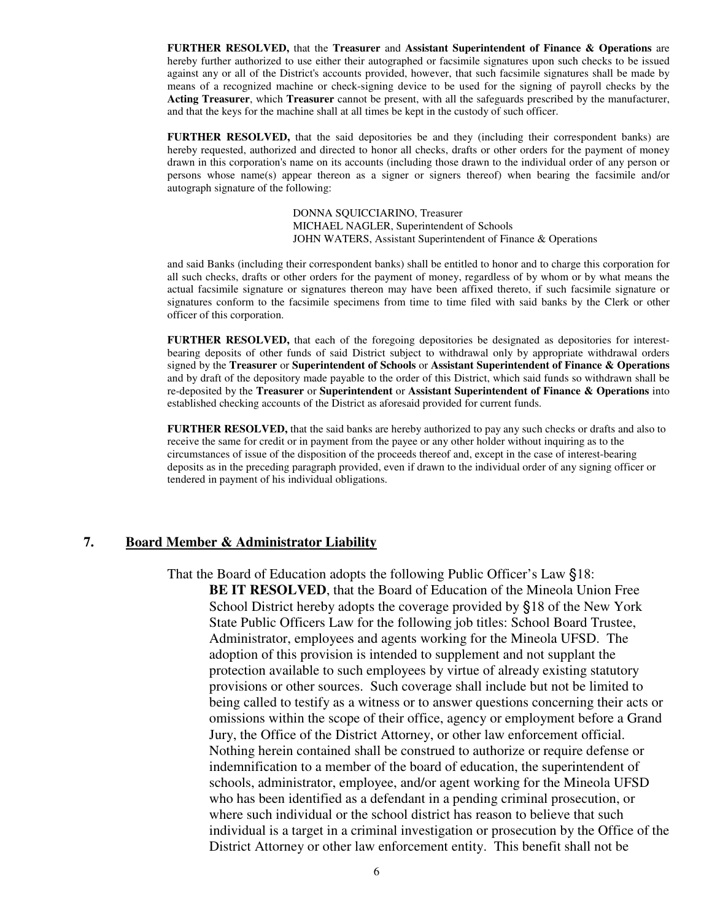**FURTHER RESOLVED,** that the **Treasurer** and **Assistant Superintendent of Finance & Operations** are hereby further authorized to use either their autographed or facsimile signatures upon such checks to be issued against any or all of the District's accounts provided, however, that such facsimile signatures shall be made by means of a recognized machine or check-signing device to be used for the signing of payroll checks by the **Acting Treasurer**, which **Treasurer** cannot be present, with all the safeguards prescribed by the manufacturer, and that the keys for the machine shall at all times be kept in the custody of such officer.

**FURTHER RESOLVED,** that the said depositories be and they (including their correspondent banks) are hereby requested, authorized and directed to honor all checks, drafts or other orders for the payment of money drawn in this corporation's name on its accounts (including those drawn to the individual order of any person or persons whose name(s) appear thereon as a signer or signers thereof) when bearing the facsimile and/or autograph signature of the following:

DONNA SQUICCIARINO, Treasurer
MICHAEL NAGLER, Superintendent of Schools
JOHN WATERS, Assistant Superintendent of Finance & Operations

and said Banks (including their correspondent banks) shall be entitled to honor and to charge this corporation for all such checks, drafts or other orders for the payment of money, regardless of by whom or by what means the actual facsimile signature or signatures thereon may have been affixed thereto, if such facsimile signature or signatures conform to the facsimile specimens from time to time filed with said banks by the Clerk or other officer of this corporation.

**FURTHER RESOLVED,** that each of the foregoing depositories be designated as depositories for interest-bearing deposits of other funds of said District subject to withdrawal only by appropriate withdrawal orders signed by the **Treasurer** or **Superintendent of Schools** or **Assistant Superintendent of Finance & Operations** and by draft of the depository made payable to the order of this District, which said funds so withdrawn shall be re-deposited by the **Treasurer** or **Superintendent** or **Assistant Superintendent of Finance & Operations** into established checking accounts of the District as aforesaid provided for current funds.

**FURTHER RESOLVED,** that the said banks are hereby authorized to pay any such checks or drafts and also to receive the same for credit or in payment from the payee or any other holder without inquiring as to the circumstances of issue of the disposition of the proceeds thereof and, except in the case of interest-bearing deposits as in the preceding paragraph provided, even if drawn to the individual order of any signing officer or tendered in payment of his individual obligations.

## 7. Board Member & Administrator Liability

That the Board of Education adopts the following Public Officer's Law §18:

**BE IT RESOLVED**, that the Board of Education of the Mineola Union Free School District hereby adopts the coverage provided by §18 of the New York State Public Officers Law for the following job titles: School Board Trustee, Administrator, employees and agents working for the Mineola UFSD. The adoption of this provision is intended to supplement and not supplant the protection available to such employees by virtue of already existing statutory provisions or other sources. Such coverage shall include but not be limited to being called to testify as a witness or to answer questions concerning their acts or omissions within the scope of their office, agency or employment before a Grand Jury, the Office of the District Attorney, or other law enforcement official. Nothing herein contained shall be construed to authorize or require defense or indemnification to a member of the board of education, the superintendent of schools, administrator, employee, and/or agent working for the Mineola UFSD who has been identified as a defendant in a pending criminal prosecution, or where such individual or the school district has reason to believe that such individual is a target in a criminal investigation or prosecution by the Office of the District Attorney or other law enforcement entity. This benefit shall not be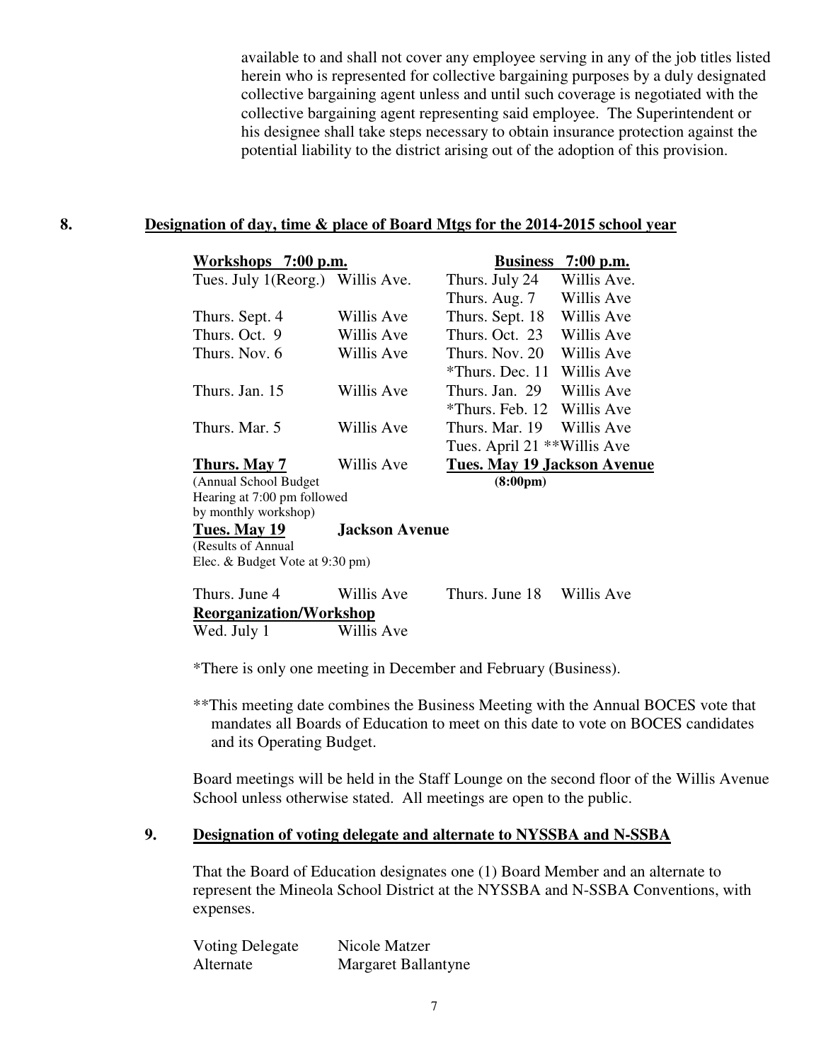available to and shall not cover any employee serving in any of the job titles listed herein who is represented for collective bargaining purposes by a duly designated collective bargaining agent unless and until such coverage is negotiated with the collective bargaining agent representing said employee. The Superintendent or his designee shall take steps necessary to obtain insurance protection against the potential liability to the district arising out of the adoption of this provision.

## 8. Designation of day, time & place of Board Mtgs for the 2014-2015 school year

| **Workshops 7:00 p.m.** | | **Business 7:00 p.m.** | |
|---|---|---|---|
| Tues. July 1(Reorg.) | Willis Ave. | Thurs. July 24 | Willis Ave. |
| | | Thurs. Aug. 7 | Willis Ave |
| Thurs. Sept. 4 | Willis Ave | Thurs. Sept. 18 | Willis Ave |
| Thurs. Oct. 9 | Willis Ave | Thurs. Oct. 23 | Willis Ave |
| Thurs. Nov. 6 | Willis Ave | Thurs. Nov. 20 | Willis Ave |
| | | *Thurs. Dec. 11 | Willis Ave |
| Thurs. Jan. 15 | Willis Ave | Thurs. Jan. 29 | Willis Ave |
| | | *Thurs. Feb. 12 | Willis Ave |
| Thurs. Mar. 5 | Willis Ave | Thurs. Mar. 19 | Willis Ave |
| | | Tues. April 21 ** | Willis Ave |
| **Thurs. May 7** (Annual School Budget Hearing at 7:00 pm followed by monthly workshop) | Willis Ave | **Tues. May 19** (8:00pm) | **Jackson Avenue** |
| **Tues. May 19** (Results of Annual Elec. & Budget Vote at 9:30 pm) | **Jackson Avenue** | | |
| Thurs. June 4 | Willis Ave | Thurs. June 18 | Willis Ave |
| **Reorganization/Workshop** | | | |
| Wed. July 1 | Willis Ave | | |

*There is only one meeting in December and February (Business).

**This meeting date combines the Business Meeting with the Annual BOCES vote that mandates all Boards of Education to meet on this date to vote on BOCES candidates and its Operating Budget.

Board meetings will be held in the Staff Lounge on the second floor of the Willis Avenue School unless otherwise stated. All meetings are open to the public.

## 9. Designation of voting delegate and alternate to NYSSBA and N-SSBA

That the Board of Education designates one (1) Board Member and an alternate to represent the Mineola School District at the NYSSBA and N-SSBA Conventions, with expenses.

| | |
|---|---|
| Voting Delegate | Nicole Matzer |
| Alternate | Margaret Ballantyne |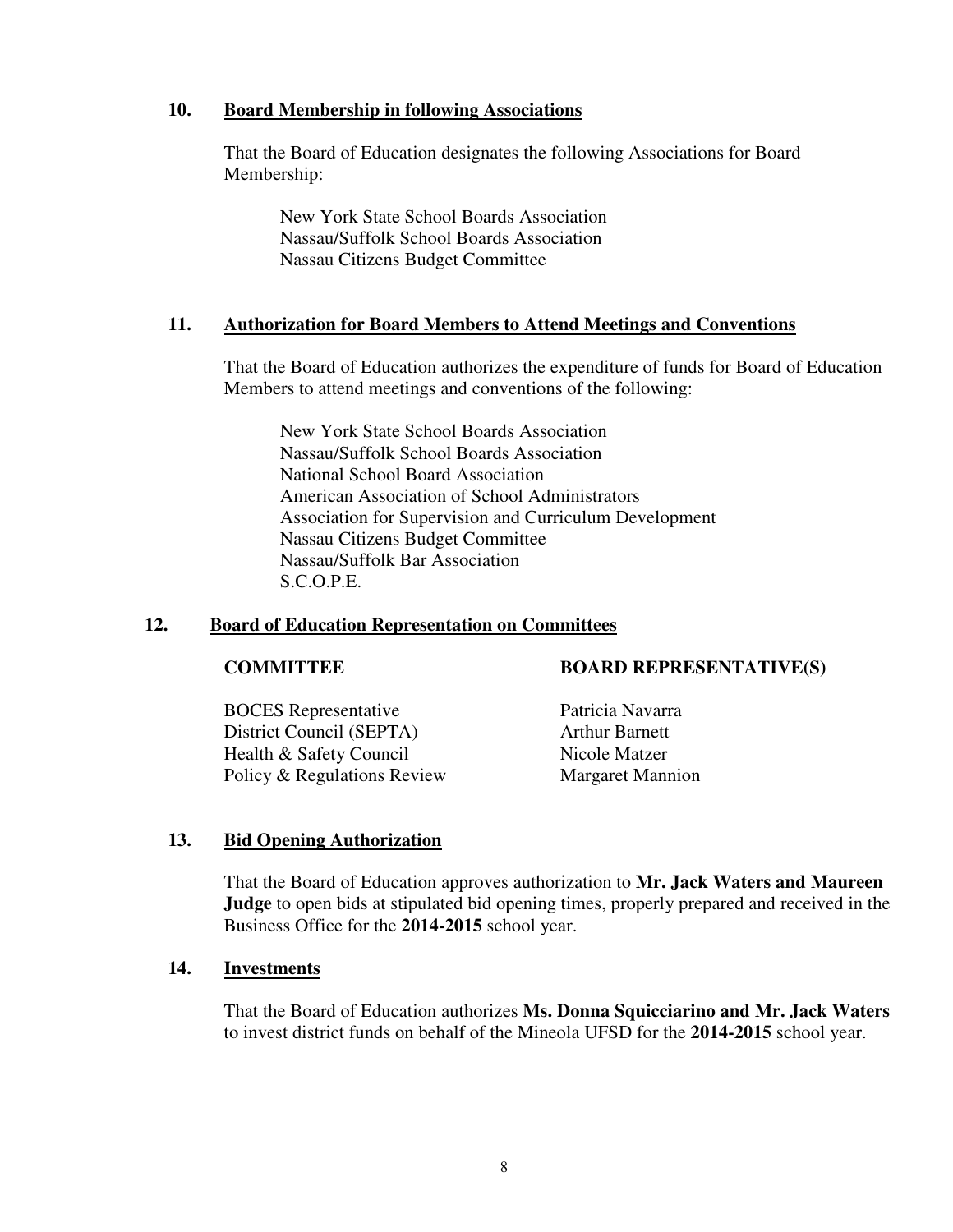**10. Board Membership in following Associations**

That the Board of Education designates the following Associations for Board Membership:

New York State School Boards Association
Nassau/Suffolk School Boards Association
Nassau Citizens Budget Committee

**11. Authorization for Board Members to Attend Meetings and Conventions**

That the Board of Education authorizes the expenditure of funds for Board of Education Members to attend meetings and conventions of the following:

New York State School Boards Association
Nassau/Suffolk School Boards Association
National School Board Association
American Association of School Administrators
Association for Supervision and Curriculum Development
Nassau Citizens Budget Committee
Nassau/Suffolk Bar Association
S.C.O.P.E.

**12. Board of Education Representation on Committees**

| COMMITTEE | BOARD REPRESENTATIVE(S) |
| --- | --- |
| BOCES Representative | Patricia Navarra |
| District Council (SEPTA) | Arthur Barnett |
| Health & Safety Council | Nicole Matzer |
| Policy & Regulations Review | Margaret Mannion |

**13. Bid Opening Authorization**

That the Board of Education approves authorization to **Mr. Jack Waters and Maureen Judge** to open bids at stipulated bid opening times, properly prepared and received in the Business Office for the **2014-2015** school year.

**14. Investments**

That the Board of Education authorizes **Ms. Donna Squicciarino and Mr. Jack Waters** to invest district funds on behalf of the Mineola UFSD for the **2014-2015** school year.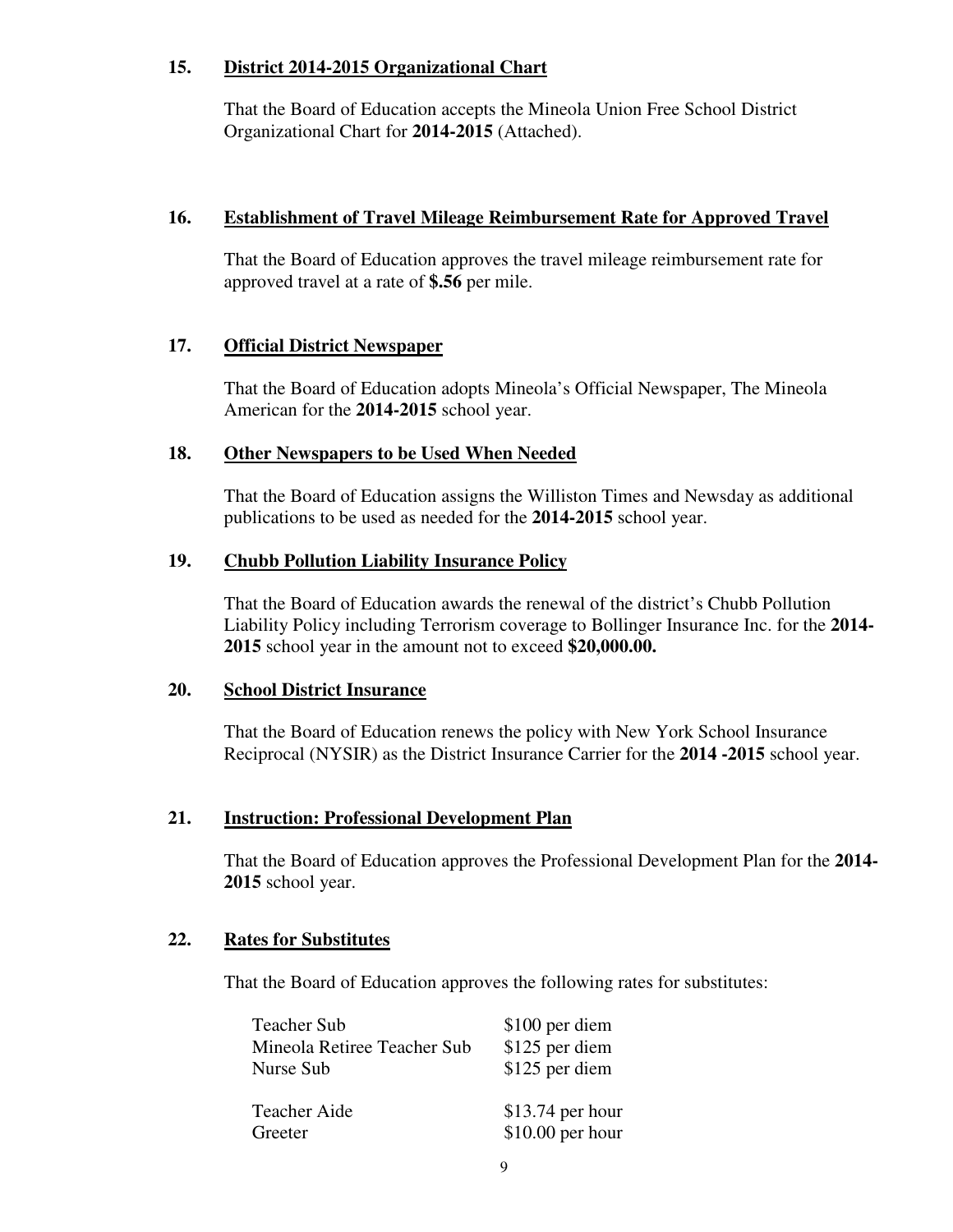**15. <u>District 2014-2015 Organizational Chart</u>**

That the Board of Education accepts the Mineola Union Free School District Organizational Chart for **2014-2015** (Attached).

**16. <u>Establishment of Travel Mileage Reimbursement Rate for Approved Travel</u>**

That the Board of Education approves the travel mileage reimbursement rate for approved travel at a rate of **$.56** per mile.

**17. <u>Official District Newspaper</u>**

That the Board of Education adopts Mineola's Official Newspaper, The Mineola American for the **2014-2015** school year.

**18. <u>Other Newspapers to be Used When Needed</u>**

That the Board of Education assigns the Williston Times and Newsday as additional publications to be used as needed for the **2014-2015** school year.

**19. <u>Chubb Pollution Liability Insurance Policy</u>**

That the Board of Education awards the renewal of the district's Chubb Pollution Liability Policy including Terrorism coverage to Bollinger Insurance Inc. for the **2014-2015** school year in the amount not to exceed **$20,000.00.**

**20. <u>School District Insurance</u>**

That the Board of Education renews the policy with New York School Insurance Reciprocal (NYSIR) as the District Insurance Carrier for the **2014 -2015** school year.

**21. <u>Instruction: Professional Development Plan</u>**

That the Board of Education approves the Professional Development Plan for the **2014-2015** school year.

**22. <u>Rates for Substitutes</u>**

That the Board of Education approves the following rates for substitutes:

| | |
|---|---|
| Teacher Sub | $100 per diem |
| Mineola Retiree Teacher Sub | $125 per diem |
| Nurse Sub | $125 per diem |
| Teacher Aide | $13.74 per hour |
| Greeter | $10.00 per hour |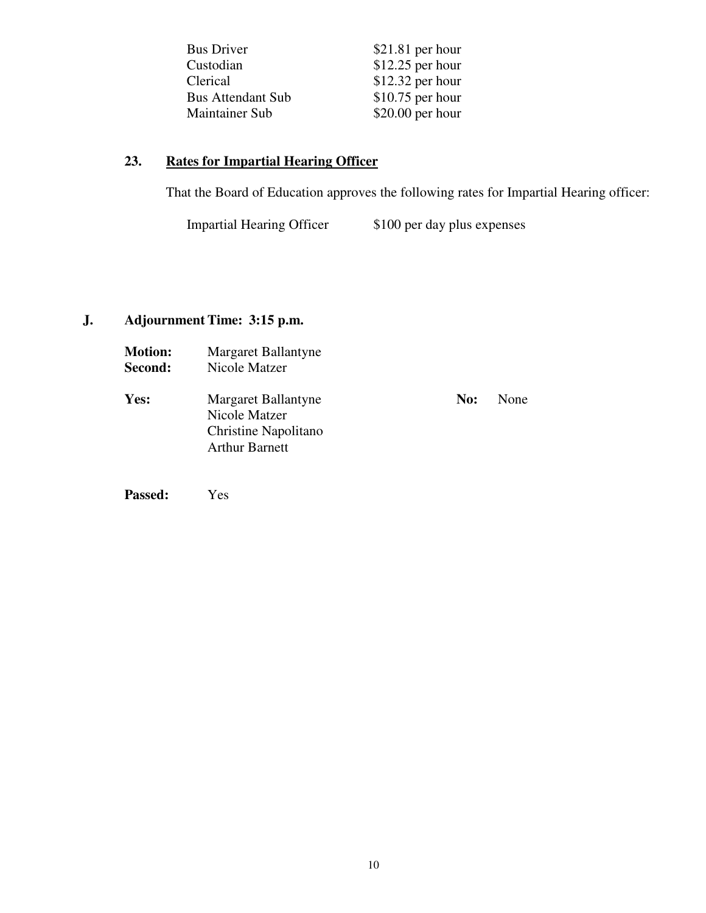| | |
|---|---|
| Bus Driver | $21.81 per hour |
| Custodian | $12.25 per hour |
| Clerical | $12.32 per hour |
| Bus Attendant Sub | $10.75 per hour |
| Maintainer Sub | $20.00 per hour |

### 23. Rates for Impartial Hearing Officer

That the Board of Education approves the following rates for Impartial Hearing officer:

| | |
|---|---|
| Impartial Hearing Officer | $100 per day plus expenses |

## J. Adjournment Time: 3:15 p.m.

**Motion:** Margaret Ballantyne
**Second:** Nicole Matzer

**Yes:** Margaret Ballantyne, Nicole Matzer, Christine Napolitano, Arthur Barnett

**No:** None

**Passed:** Yes